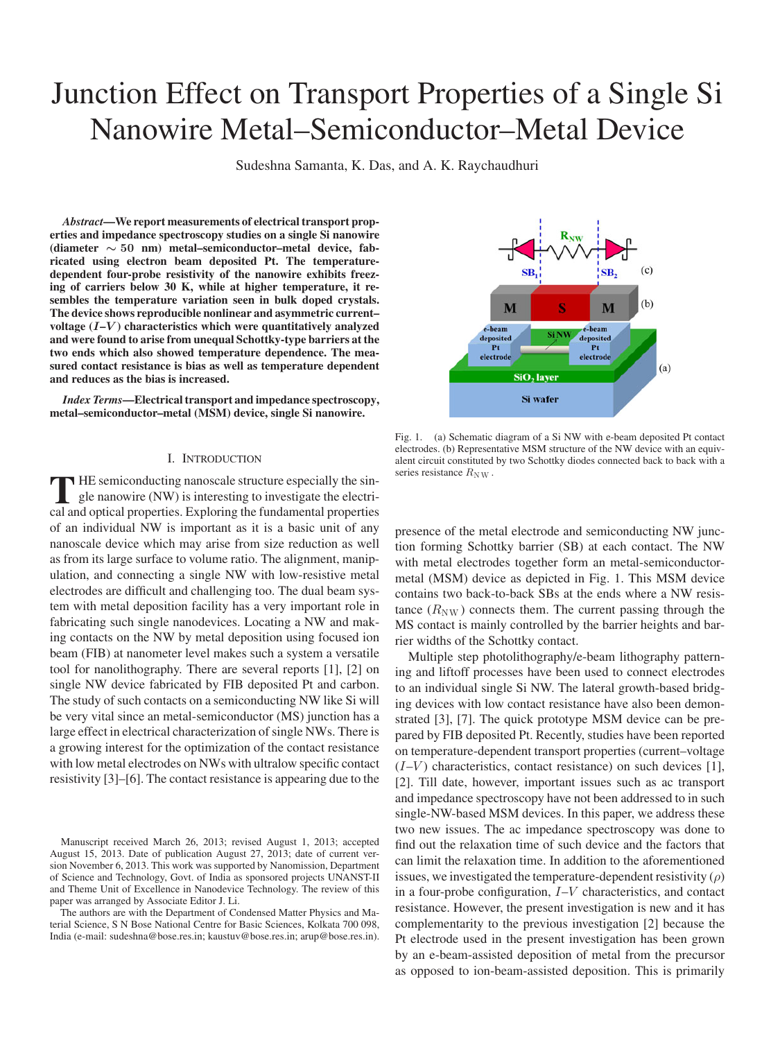# Junction Effect on Transport Properties of a Single Si Nanowire Metal–Semiconductor–Metal Device

Sudeshna Samanta, K. Das, and A. K. Raychaudhuri

***Abstract*—We report measurements of electrical transport properties and impedance spectroscopy studies on a single Si nanowire (diameter $\sim 50$ nm) metal–semiconductor–metal device, fabricated using electron beam deposited Pt. The temperature-dependent four-probe resistivity of the nanowire exhibits freezing of carriers below 30 K, while at higher temperature, it resembles the temperature variation seen in bulk doped crystals. The device shows reproducible nonlinear and asymmetric current–voltage ($I$–$V$) characteristics which were quantitatively analyzed and were found to arise from unequal Schottky-type barriers at the two ends which also showed temperature dependence. The measured contact resistance is bias as well as temperature dependent and reduces as the bias is increased.**

***Index Terms*—Electrical transport and impedance spectroscopy, metal–semiconductor–metal (MSM) device, single Si nanowire.**

## I. Introduction

The semiconducting nanoscale structure especially the single nanowire (NW) is interesting to investigate the electrical and optical properties. Exploring the fundamental properties of an individual NW is important as it is a basic unit of any nanoscale device which may arise from size reduction as well as from its large surface to volume ratio. The alignment, manipulation, and connecting a single NW with low-resistive metal electrodes are difficult and challenging too. The dual beam system with metal deposition facility has a very important role in fabricating such single nanodevices. Locating a NW and making contacts on the NW by metal deposition using focused ion beam (FIB) at nanometer level makes such a system a versatile tool for nanolithography. There are several reports [1], [2] on single NW device fabricated by FIB deposited Pt and carbon. The study of such contacts on a semiconducting NW like Si will be very vital since an metal-semiconductor (MS) junction has a large effect in electrical characterization of single NWs. There is a growing interest for the optimization of the contact resistance with low metal electrodes on NWs with ultralow specific contact resistivity [3]–[6]. The contact resistance is appearing due to the presence of the metal electrode and semiconducting NW junction forming Schottky barrier (SB) at each contact. The NW with metal electrodes together form an metal-semiconductor-metal (MSM) device as depicted in Fig. 1. This MSM device contains two back-to-back SBs at the ends where a NW resistance ($R_{\rm NW}$) connects them. The current passing through the MS contact is mainly controlled by the barrier heights and barrier widths of the Schottky contact.

Fig. 1. (a) Schematic diagram of a Si NW with e-beam deposited Pt contact electrodes. (b) Representative MSM structure of the NW device with an equivalent circuit constituted by two Schottky diodes connected back to back with a series resistance $R_{\rm NW}$.

Multiple step photolithography/e-beam lithography patterning and liftoff processes have been used to connect electrodes to an individual single Si NW. The lateral growth-based bridging devices with low contact resistance have also been demonstrated [3], [7]. The quick prototype MSM device can be prepared by FIB deposited Pt. Recently, studies have been reported on temperature-dependent transport properties (current–voltage ($I$–$V$) characteristics, contact resistance) on such devices [1], [2]. Till date, however, important issues such as ac transport and impedance spectroscopy have not been addressed to in such single-NW-based MSM devices. In this paper, we address these two new issues. The ac impedance spectroscopy was done to find out the relaxation time of such device and the factors that can limit the relaxation time. In addition to the aforementioned issues, we investigated the temperature-dependent resistivity ($\rho$) in a four-probe configuration, $I$–$V$ characteristics, and contact resistance. However, the present investigation is new and it has complementarity to the previous investigation [2] because the Pt electrode used in the present investigation has been grown by an e-beam-assisted deposition of metal from the precursor as opposed to ion-beam-assisted deposition. This is primarily

Manuscript received March 26, 2013; revised August 1, 2013; accepted August 15, 2013. Date of publication August 27, 2013; date of current version November 6, 2013. This work was supported by Nanomission, Department of Science and Technology, Govt. of India as sponsored projects UNANST-II and Theme Unit of Excellence in Nanodevice Technology. The review of this paper was arranged by Associate Editor J. Li.

The authors are with the Department of Condensed Matter Physics and Material Science, S N Bose National Centre for Basic Sciences, Kolkata 700 098, India (e-mail: sudeshna@bose.res.in; kaustuv@bose.res.in; arup@bose.res.in).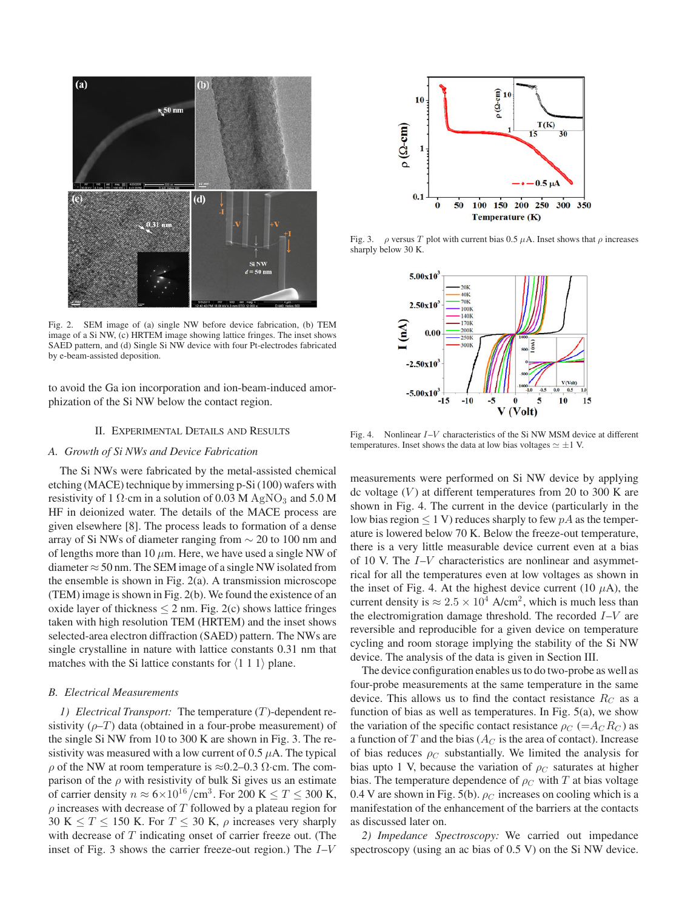Fig. 2. SEM image of (a) single NW before device fabrication, (b) TEM image of a Si NW, (c) HRTEM image showing lattice fringes. The inset shows SAED pattern, and (d) Single Si NW device with four Pt-electrodes fabricated by e-beam-assisted deposition.

to avoid the Ga ion incorporation and ion-beam-induced amorphization of the Si NW below the contact region.

## II. Experimental Details and Results

### A. *Growth of Si NWs and Device Fabrication*

The Si NWs were fabricated by the metal-assisted chemical etching (MACE) technique by immersing p-Si (100) wafers with resistivity of 1 Ω·cm in a solution of 0.03 M $AgNO_3$ and 5.0 M HF in deionized water. The details of the MACE process are given elsewhere [8]. The process leads to formation of a dense array of Si NWs of diameter ranging from ∼ 20 to 100 nm and of lengths more than 10 $\mu$m. Here, we have used a single NW of diameter ≈ 50 nm. The SEM image of a single NW isolated from the ensemble is shown in Fig. 2(a). A transmission microscope (TEM) image is shown in Fig. 2(b). We found the existence of an oxide layer of thickness ≤ 2 nm. Fig. 2(c) shows lattice fringes taken with high resolution TEM (HRTEM) and the inset shows selected-area electron diffraction (SAED) pattern. The NWs are single crystalline in nature with lattice constants 0.31 nm that matches with the Si lattice constants for $\langle 1\ 1\ 1 \rangle$ plane.

### B. *Electrical Measurements*

*1) Electrical Transport:* The temperature ($T$)-dependent resistivity ($\rho$–$T$) data (obtained in a four-probe measurement) of the single Si NW from 10 to 300 K are shown in Fig. 3. The resistivity was measured with a low current of 0.5 $\mu$A. The typical $\rho$ of the NW at room temperature is ≈0.2–0.3 Ω·cm. The comparison of the $\rho$ with resistivity of bulk Si gives us an estimate of carrier density $n \approx 6\times10^{16}/\text{cm}^3$. For 200 K ≤ $T$ ≤ 300 K, $\rho$ increases with decrease of $T$ followed by a plateau region for 30 K ≤ $T$ ≤ 150 K. For $T$ ≤ 30 K, $\rho$ increases very sharply with decrease of $T$ indicating onset of carrier freeze out. (The inset of Fig. 3 shows the carrier freeze-out region.) The $I$–$V$

Fig. 3. $\rho$ versus $T$ plot with current bias 0.5 $\mu$A. Inset shows that $\rho$ increases sharply below 30 K.

Fig. 4. Nonlinear $I$–$V$ characteristics of the Si NW MSM device at different temperatures. Inset shows the data at low bias voltages ≃ ±1 V.

measurements were performed on Si NW device by applying dc voltage ($V$) at different temperatures from 20 to 300 K are shown in Fig. 4. The current in the device (particularly in the low bias region ≤ 1 V) reduces sharply to few $pA$ as the temperature is lowered below 70 K. Below the freeze-out temperature, there is a very little measurable device current even at a bias of 10 V. The $I$–$V$ characteristics are nonlinear and asymmetrical for all the temperatures even at low voltages as shown in the inset of Fig. 4. At the highest device current (10 $\mu$A), the current density is ≈ $2.5 \times 10^4$ A/cm$^2$, which is much less than the electromigration damage threshold. The recorded $I$–$V$ are reversible and reproducible for a given device on temperature cycling and room storage implying the stability of the Si NW device. The analysis of the data is given in Section III.

The device configuration enables us to do two-probe as well as four-probe measurements at the same temperature in the same device. This allows us to find the contact resistance $R_C$ as a function of bias as well as temperatures. In Fig. 5(a), we show the variation of the specific contact resistance $\rho_C$ ($=A_C R_C$) as a function of $T$ and the bias ($A_C$ is the area of contact). Increase of bias reduces $\rho_C$ substantially. We limited the analysis for bias upto 1 V, because the variation of $\rho_C$ saturates at higher bias. The temperature dependence of $\rho_C$ with $T$ at bias voltage 0.4 V are shown in Fig. 5(b). $\rho_C$ increases on cooling which is a manifestation of the enhancement of the barriers at the contacts as discussed later on.

*2) Impedance Spectroscopy:* We carried out impedance spectroscopy (using an ac bias of 0.5 V) on the Si NW device.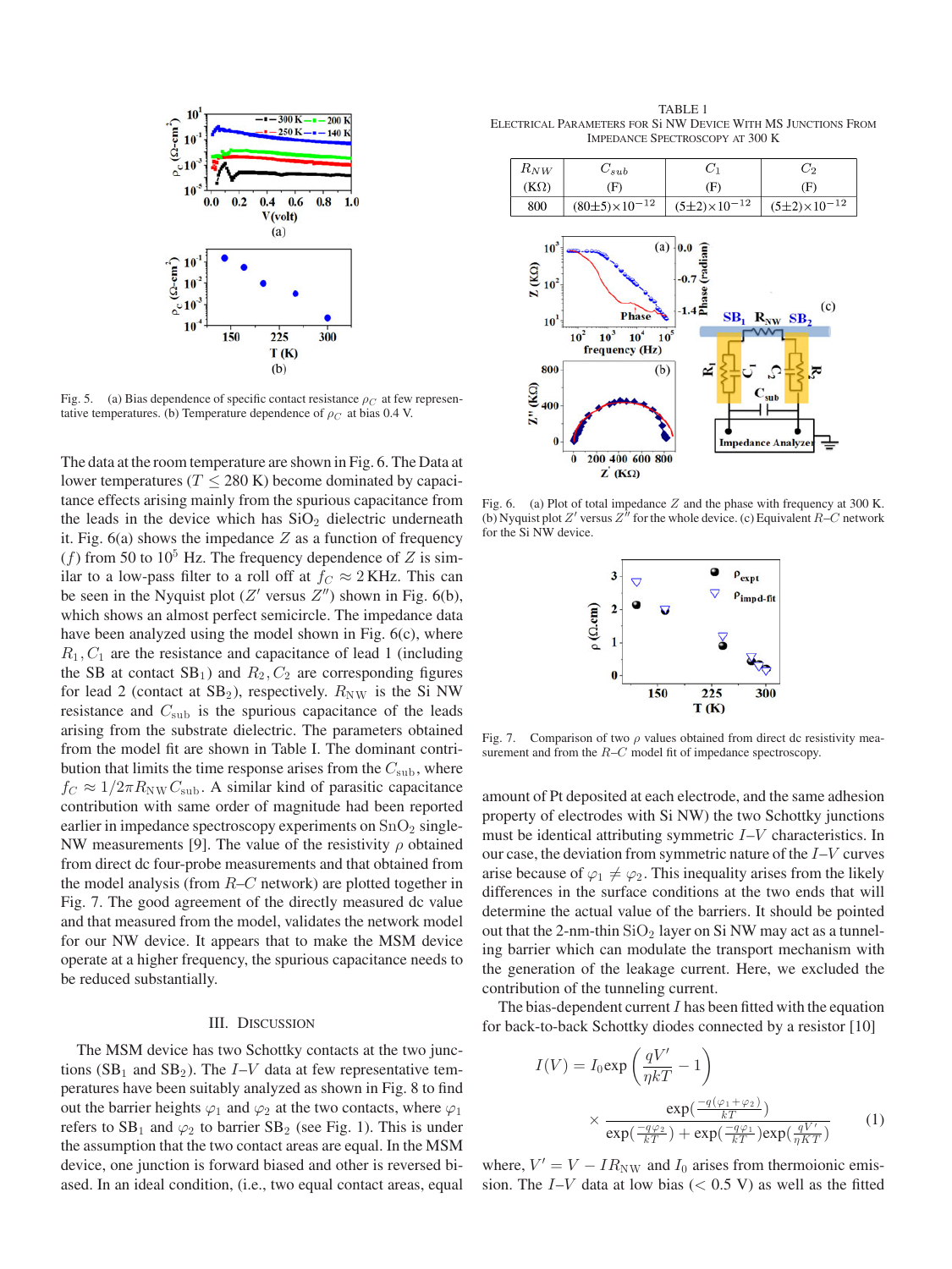Fig. 5. (a) Bias dependence of specific contact resistance $\rho_C$ at few representative temperatures. (b) Temperature dependence of $\rho_C$ at bias 0.4 V.

The data at the room temperature are shown in Fig. 6. The Data at lower temperatures ($T \leq 280$ K) become dominated by capacitance effects arising mainly from the spurious capacitance from the leads in the device which has $SiO_2$ dielectric underneath it. Fig. 6(a) shows the impedance $Z$ as a function of frequency ($f$) from 50 to $10^5$ Hz. The frequency dependence of $Z$ is similar to a low-pass filter to a roll off at $f_C \approx 2$ KHz. This can be seen in the Nyquist plot ($Z'$ versus $Z''$) shown in Fig. 6(b), which shows an almost perfect semicircle. The impedance data have been analyzed using the model shown in Fig. 6(c), where $R_1, C_1$ are the resistance and capacitance of lead 1 (including the SB at contact $SB_1$) and $R_2, C_2$ are corresponding figures for lead 2 (contact at $SB_2$), respectively. $R_{NW}$ is the Si NW resistance and $C_{sub}$ is the spurious capacitance of the leads arising from the substrate dielectric. The parameters obtained from the model fit are shown in Table I. The dominant contribution that limits the time response arises from the $C_{sub}$, where $f_C \approx 1/2\pi R_{NW} C_{sub}$. A similar kind of parasitic capacitance contribution with same order of magnitude had been reported earlier in impedance spectroscopy experiments on $SnO_2$ single-NW measurements [9]. The value of the resistivity $\rho$ obtained from direct dc four-probe measurements and that obtained from the model analysis (from $R$–$C$ network) are plotted together in Fig. 7. The good agreement of the directly measured dc value and that measured from the model, validates the network model for our NW device. It appears that to make the MSM device operate at a higher frequency, the spurious capacitance needs to be reduced substantially.

TABLE I
ELECTRICAL PARAMETERS FOR Si NW DEVICE WITH MS JUNCTIONS FROM IMPEDANCE SPECTROSCOPY AT 300 K

| $R_{NW}$ (KΩ) | $C_{sub}$ (F) | $C_1$ (F) | $C_2$ (F) |
|---|---|---|---|
| 800 | $(80\pm5)\times10^{-12}$ | $(5\pm2)\times10^{-12}$ | $(5\pm2)\times10^{-12}$ |

Fig. 6. (a) Plot of total impedance $Z$ and the phase with frequency at 300 K. (b) Nyquist plot $Z'$ versus $Z''$ for the whole device. (c) Equivalent $R$–$C$ network for the Si NW device.

Fig. 7. Comparison of two $\rho$ values obtained from direct dc resistivity measurement and from the $R$–$C$ model fit of impedance spectroscopy.

## III. DISCUSSION

The MSM device has two Schottky contacts at the two junctions ($SB_1$ and $SB_2$). The $I$–$V$ data at few representative temperatures have been suitably analyzed as shown in Fig. 8 to find out the barrier heights $\varphi_1$ and $\varphi_2$ at the two contacts, where $\varphi_1$ refers to $SB_1$ and $\varphi_2$ to barrier $SB_2$ (see Fig. 1). This is under the assumption that the two contact areas are equal. In the MSM device, one junction is forward biased and other is reversed biased. In an ideal condition, (i.e., two equal contact areas, equal amount of Pt deposited at each electrode, and the same adhesion property of electrodes with Si NW) the two Schottky junctions must be identical attributing symmetric $I$–$V$ characteristics. In our case, the deviation from symmetric nature of the $I$–$V$ curves arise because of $\varphi_1 \neq \varphi_2$. This inequality arises from the likely differences in the surface conditions at the two ends that will determine the actual value of the barriers. It should be pointed out that the 2-nm-thin $SiO_2$ layer on Si NW may act as a tunneling barrier which can modulate the transport mechanism with the generation of the leakage current. Here, we excluded the contribution of the tunneling current.

The bias-dependent current $I$ has been fitted with the equation for back-to-back Schottky diodes connected by a resistor [10]

$$I(V) = I_0 \exp\left(\frac{qV'}{\eta kT} - 1\right) \times \frac{\exp\left(\frac{-q(\varphi_1+\varphi_2)}{kT}\right)}{\exp\left(\frac{-q\varphi_2}{kT}\right) + \exp\left(\frac{-q\varphi_1}{kT}\right)\exp\left(\frac{qV'}{\eta KT}\right)} \quad (1)$$

where, $V' = V - IR_{NW}$ and $I_0$ arises from thermoionic emission. The $I$–$V$ data at low bias (< 0.5 V) as well as the fitted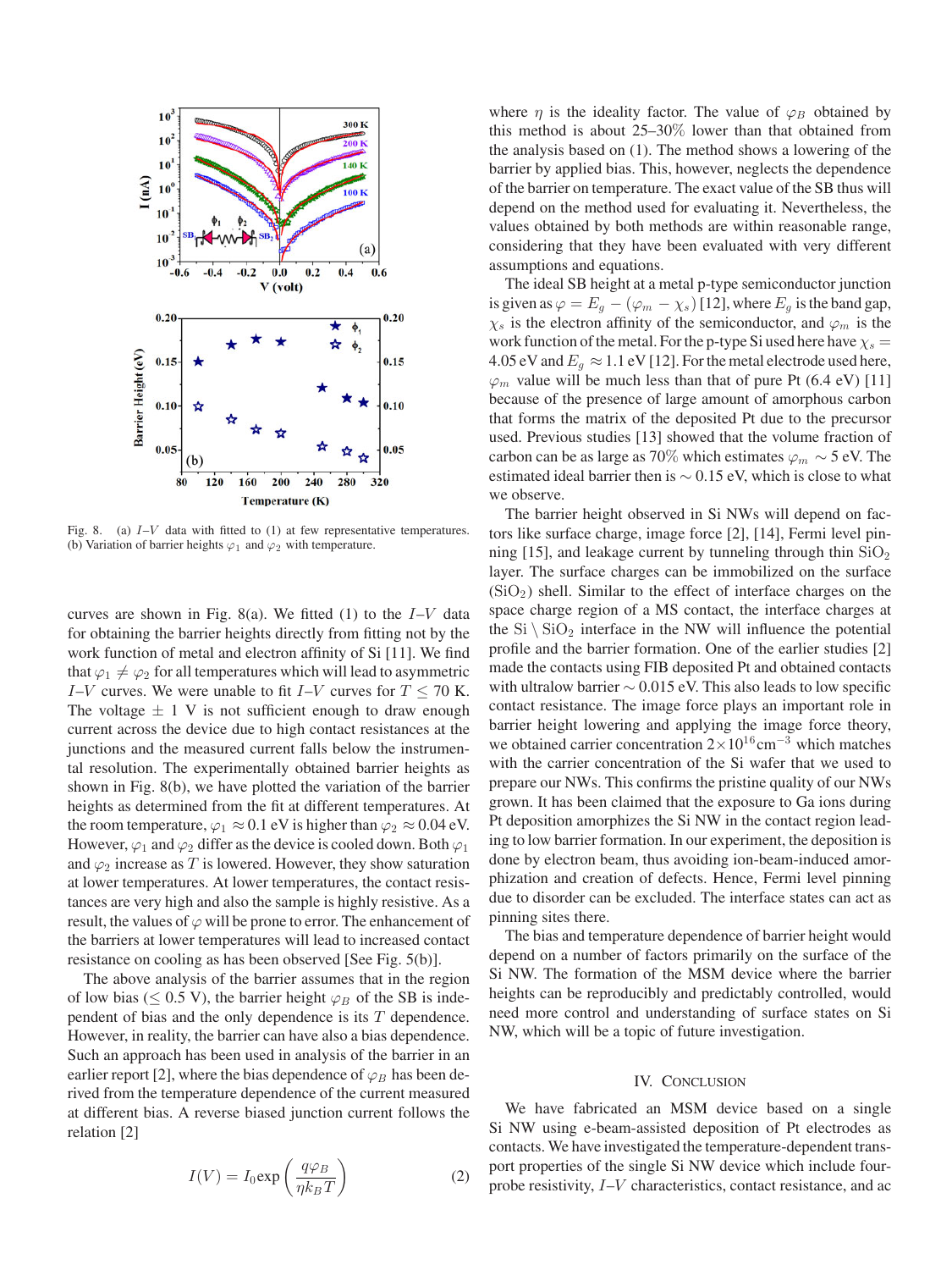Fig. 8. (a) $I$–$V$ data with fitted to (1) at few representative temperatures. (b) Variation of barrier heights $\varphi_1$ and $\varphi_2$ with temperature.

curves are shown in Fig. 8(a). We fitted (1) to the $I$–$V$ data for obtaining the barrier heights directly from fitting not by the work function of metal and electron affinity of Si [11]. We find that $\varphi_1 \neq \varphi_2$ for all temperatures which will lead to asymmetric $I$–$V$ curves. We were unable to fit $I$–$V$ curves for $T \leq 70$ K. The voltage $\pm$ 1 V is not sufficient enough to draw enough current across the device due to high contact resistances at the junctions and the measured current falls below the instrumental resolution. The experimentally obtained barrier heights as shown in Fig. 8(b), we have plotted the variation of the barrier heights as determined from the fit at different temperatures. At the room temperature, $\varphi_1 \approx 0.1$ eV is higher than $\varphi_2 \approx 0.04$ eV. However, $\varphi_1$ and $\varphi_2$ differ as the device is cooled down. Both $\varphi_1$ and $\varphi_2$ increase as $T$ is lowered. However, they show saturation at lower temperatures. At lower temperatures, the contact resistances are very high and also the sample is highly resistive. As a result, the values of $\varphi$ will be prone to error. The enhancement of the barriers at lower temperatures will lead to increased contact resistance on cooling as has been observed [See Fig. 5(b)].

The above analysis of the barrier assumes that in the region of low bias ($\leq 0.5$ V), the barrier height $\varphi_B$ of the SB is independent of bias and the only dependence is its $T$ dependence. However, in reality, the barrier can have also a bias dependence. Such an approach has been used in analysis of the barrier in an earlier report [2], where the bias dependence of $\varphi_B$ has been derived from the temperature dependence of the current measured at different bias. A reverse biased junction current follows the relation [2]

$$I(V) = I_0 \exp\left(\frac{q\varphi_B}{\eta k_B T}\right) \tag{2}$$

where $\eta$ is the ideality factor. The value of $\varphi_B$ obtained by this method is about 25–30% lower than that obtained from the analysis based on (1). The method shows a lowering of the barrier by applied bias. This, however, neglects the dependence of the barrier on temperature. The exact value of the SB thus will depend on the method used for evaluating it. Nevertheless, the values obtained by both methods are within reasonable range, considering that they have been evaluated with very different assumptions and equations.

The ideal SB height at a metal p-type semiconductor junction is given as $\varphi = E_g - (\varphi_m - \chi_s)$ [12], where $E_g$ is the band gap, $\chi_s$ is the electron affinity of the semiconductor, and $\varphi_m$ is the work function of the metal. For the p-type Si used here have $\chi_s = 4.05$ eV and $E_g \approx 1.1$ eV [12]. For the metal electrode used here, $\varphi_m$ value will be much less than that of pure Pt (6.4 eV) [11] because of the presence of large amount of amorphous carbon that forms the matrix of the deposited Pt due to the precursor used. Previous studies [13] showed that the volume fraction of carbon can be as large as 70% which estimates $\varphi_m \sim 5$ eV. The estimated ideal barrier then is $\sim 0.15$ eV, which is close to what we observe.

The barrier height observed in Si NWs will depend on factors like surface charge, image force [2], [14], Fermi level pinning [15], and leakage current by tunneling through thin $SiO_2$ layer. The surface charges can be immobilized on the surface ($SiO_2$) shell. Similar to the effect of interface charges on the space charge region of a MS contact, the interface charges at the Si \ $SiO_2$ interface in the NW will influence the potential profile and the barrier formation. One of the earlier studies [2] made the contacts using FIB deposited Pt and obtained contacts with ultralow barrier $\sim 0.015$ eV. This also leads to low specific contact resistance. The image force plays an important role in barrier height lowering and applying the image force theory, we obtained carrier concentration $2\times10^{16}\,\text{cm}^{-3}$ which matches with the carrier concentration of the Si wafer that we used to prepare our NWs. This confirms the pristine quality of our NWs grown. It has been claimed that the exposure to Ga ions during Pt deposition amorphizes the Si NW in the contact region leading to low barrier formation. In our experiment, the deposition is done by electron beam, thus avoiding ion-beam-induced amorphization and creation of defects. Hence, Fermi level pinning due to disorder can be excluded. The interface states can act as pinning sites there.

The bias and temperature dependence of barrier height would depend on a number of factors primarily on the surface of the Si NW. The formation of the MSM device where the barrier heights can be reproducibly and predictably controlled, would need more control and understanding of surface states on Si NW, which will be a topic of future investigation.

## IV. Conclusion

We have fabricated an MSM device based on a single Si NW using e-beam-assisted deposition of Pt electrodes as contacts. We have investigated the temperature-dependent transport properties of the single Si NW device which include four-probe resistivity, $I$–$V$ characteristics, contact resistance, and ac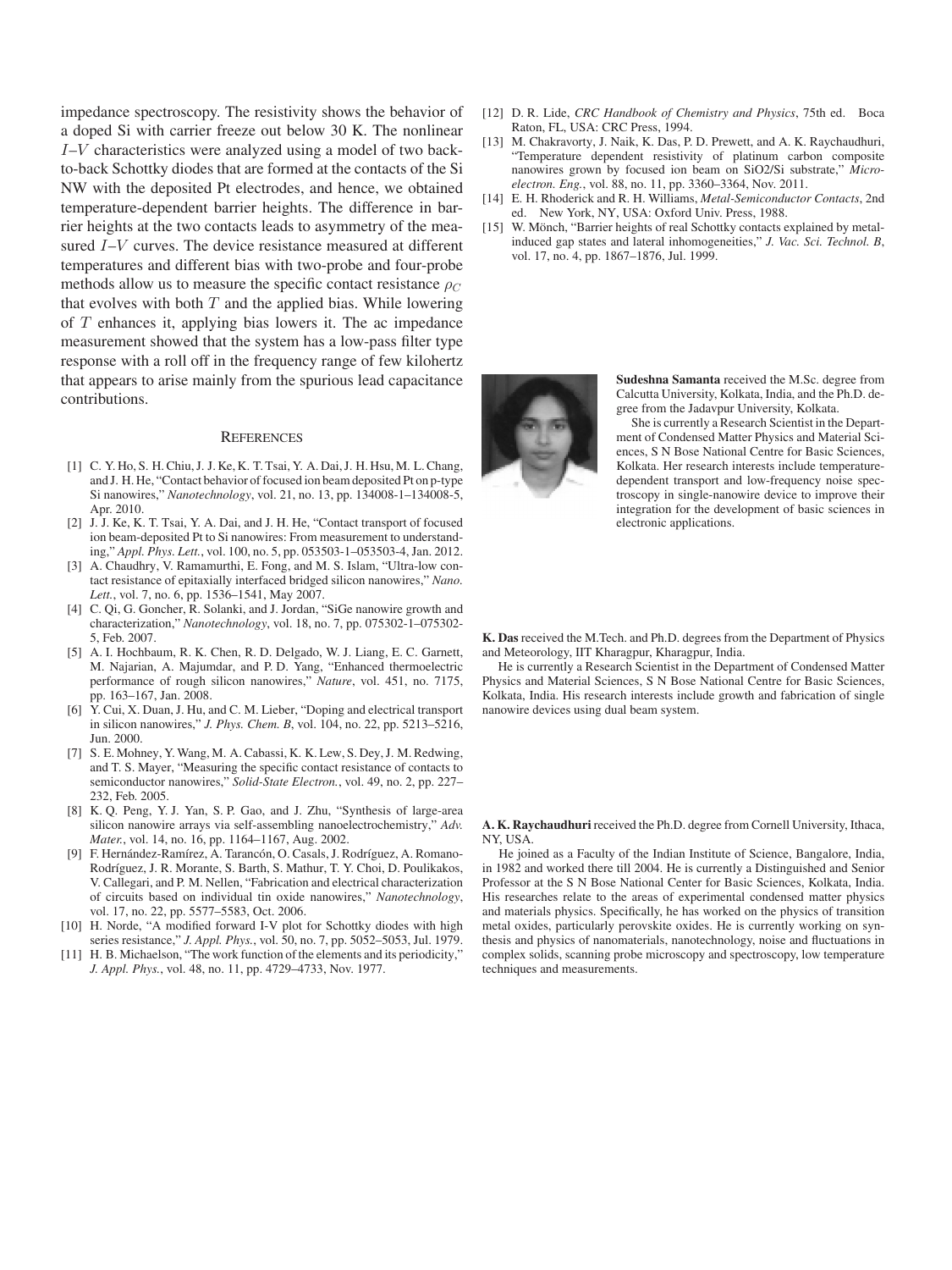impedance spectroscopy. The resistivity shows the behavior of a doped Si with carrier freeze out below 30 K. The nonlinear $I$–$V$ characteristics were analyzed using a model of two back-to-back Schottky diodes that are formed at the contacts of the Si NW with the deposited Pt electrodes, and hence, we obtained temperature-dependent barrier heights. The difference in barrier heights at the two contacts leads to asymmetry of the measured $I$–$V$ curves. The device resistance measured at different temperatures and different bias with two-probe and four-probe methods allow us to measure the specific contact resistance $\rho_C$ that evolves with both $T$ and the applied bias. While lowering of $T$ enhances it, applying bias lowers it. The ac impedance measurement showed that the system has a low-pass filter type response with a roll off in the frequency range of few kilohertz that appears to arise mainly from the spurious lead capacitance contributions.

## References

[1] C. Y. Ho, S. H. Chiu, J. J. Ke, K. T. Tsai, Y. A. Dai, J. H. Hsu, M. L. Chang, and J. H. He, "Contact behavior of focused ion beam deposited Pt on p-type Si nanowires," *Nanotechnology*, vol. 21, no. 13, pp. 134008-1–134008-5, Apr. 2010.

[2] J. J. Ke, K. T. Tsai, Y. A. Dai, and J. H. He, "Contact transport of focused ion beam-deposited Pt to Si nanowires: From measurement to understanding," *Appl. Phys. Lett.*, vol. 100, no. 5, pp. 053503-1–053503-4, Jan. 2012.

[3] A. Chaudhry, V. Ramamurthi, E. Fong, and M. S. Islam, "Ultra-low contact resistance of epitaxially interfaced bridged silicon nanowires," *Nano. Lett.*, vol. 7, no. 6, pp. 1536–1541, May 2007.

[4] C. Qi, G. Goncher, R. Solanki, and J. Jordan, "SiGe nanowire growth and characterization," *Nanotechnology*, vol. 18, no. 7, pp. 075302-1–075302-5, Feb. 2007.

[5] A. I. Hochbaum, R. K. Chen, R. D. Delgado, W. J. Liang, E. C. Garnett, M. Najarian, A. Majumdar, and P. D. Yang, "Enhanced thermoelectric performance of rough silicon nanowires," *Nature*, vol. 451, no. 7175, pp. 163–167, Jan. 2008.

[6] Y. Cui, X. Duan, J. Hu, and C. M. Lieber, "Doping and electrical transport in silicon nanowires," *J. Phys. Chem. B*, vol. 104, no. 22, pp. 5213–5216, Jun. 2000.

[7] S. E. Mohney, Y. Wang, M. A. Cabassi, K. K. Lew, S. Dey, J. M. Redwing, and T. S. Mayer, "Measuring the specific contact resistance of contacts to semiconductor nanowires," *Solid-State Electron.*, vol. 49, no. 2, pp. 227–232, Feb. 2005.

[8] K. Q. Peng, Y. J. Yan, S. P. Gao, and J. Zhu, "Synthesis of large-area silicon nanowire arrays via self-assembling nanoelectrochemistry," *Adv. Mater.*, vol. 14, no. 16, pp. 1164–1167, Aug. 2002.

[9] F. Hernández-Ramírez, A. Tarancón, O. Casals, J. Rodríguez, A. Romano-Rodríguez, J. R. Morante, S. Barth, S. Mathur, T. Y. Choi, D. Poulikakos, V. Callegari, and P. M. Nellen, "Fabrication and electrical characterization of circuits based on individual tin oxide nanowires," *Nanotechnology*, vol. 17, no. 22, pp. 5577–5583, Oct. 2006.

[10] H. Norde, "A modified forward I-V plot for Schottky diodes with high series resistance," *J. Appl. Phys.*, vol. 50, no. 7, pp. 5052–5053, Jul. 1979.

[11] H. B. Michaelson, "The work function of the elements and its periodicity," *J. Appl. Phys.*, vol. 48, no. 11, pp. 4729–4733, Nov. 1977.

[12] D. R. Lide, *CRC Handbook of Chemistry and Physics*, 75th ed. Boca Raton, FL, USA: CRC Press, 1994.

[13] M. Chakravorty, J. Naik, K. Das, P. D. Prewett, and A. K. Raychaudhuri, "Temperature dependent resistivity of platinum carbon composite nanowires grown by focused ion beam on SiO2/Si substrate," *Microelectron. Eng.*, vol. 88, no. 11, pp. 3360–3364, Nov. 2011.

[14] E. H. Rhoderick and R. H. Williams, *Metal-Semiconductor Contacts*, 2nd ed. New York, NY, USA: Oxford Univ. Press, 1988.

[15] W. Mönch, "Barrier heights of real Schottky contacts explained by metal-induced gap states and lateral inhomogeneities," *J. Vac. Sci. Technol. B*, vol. 17, no. 4, pp. 1867–1876, Jul. 1999.

**Sudeshna Samanta** received the M.Sc. degree from Calcutta University, Kolkata, India, and the Ph.D. degree from the Jadavpur University, Kolkata.

She is currently a Research Scientist in the Department of Condensed Matter Physics and Material Sciences, S N Bose National Centre for Basic Sciences, Kolkata. Her research interests include temperature-dependent transport and low-frequency noise spectroscopy in single-nanowire device to improve their integration for the development of basic sciences in electronic applications.

**K. Das** received the M.Tech. and Ph.D. degrees from the Department of Physics and Meteorology, IIT Kharagpur, Kharagpur, India.

He is currently a Research Scientist in the Department of Condensed Matter Physics and Material Sciences, S N Bose National Centre for Basic Sciences, Kolkata, India. His research interests include growth and fabrication of single nanowire devices using dual beam system.

**A. K. Raychaudhuri** received the Ph.D. degree from Cornell University, Ithaca, NY, USA.

He joined as a Faculty of the Indian Institute of Science, Bangalore, India, in 1982 and worked there till 2004. He is currently a Distinguished and Senior Professor at the S N Bose National Center for Basic Sciences, Kolkata, India. His researches relate to the areas of experimental condensed matter physics and materials physics. Specifically, he has worked on the physics of transition metal oxides, particularly perovskite oxides. He is currently working on synthesis and physics of nanomaterials, nanotechnology, noise and fluctuations in complex solids, scanning probe microscopy and spectroscopy, low temperature techniques and measurements.